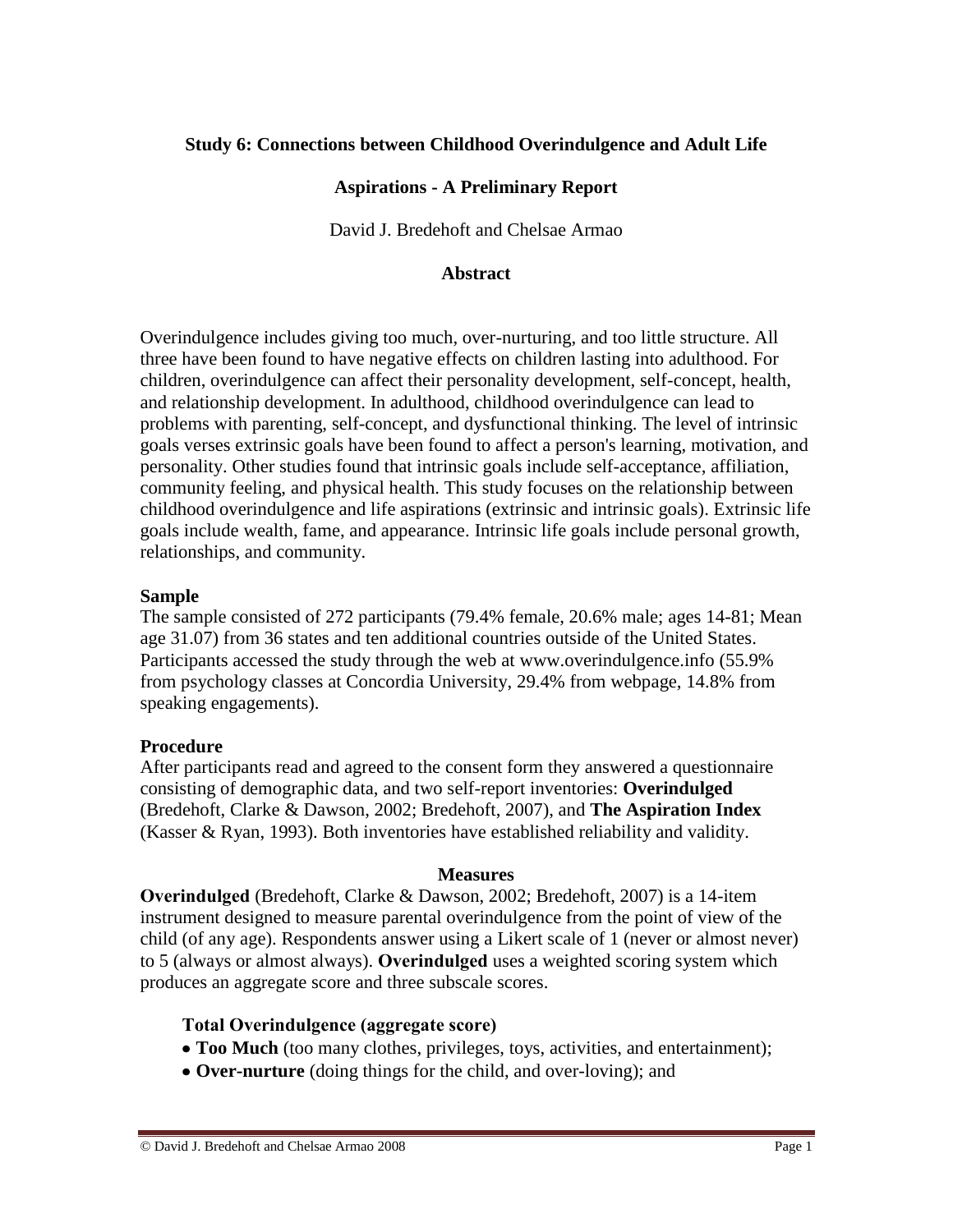**Study 6: Connections between Childhood Overindulgence and Adult Life**

**Aspirations - A Preliminary Report**

David J. Bredehoft and Chelsae Armao

## Abstract

Overindulgence includes giving too much, over-nurturing, and too little structure. All three have been found to have negative effects on children lasting into adulthood. For children, overindulgence can affect their personality development, self-concept, health, and relationship development. In adulthood, childhood overindulgence can lead to problems with parenting, self-concept, and dysfunctional thinking. The level of intrinsic goals verses extrinsic goals have been found to affect a person's learning, motivation, and personality. Other studies found that intrinsic goals include self-acceptance, affiliation, community feeling, and physical health. This study focuses on the relationship between childhood overindulgence and life aspirations (extrinsic and intrinsic goals). Extrinsic life goals include wealth, fame, and appearance. Intrinsic life goals include personal growth, relationships, and community.

### Sample

The sample consisted of 272 participants (79.4% female, 20.6% male; ages 14-81; Mean age 31.07) from 36 states and ten additional countries outside of the United States. Participants accessed the study through the web at www.overindulgence.info (55.9% from psychology classes at Concordia University, 29.4% from webpage, 14.8% from speaking engagements).

### Procedure

After participants read and agreed to the consent form they answered a questionnaire consisting of demographic data, and two self-report inventories: **Overindulged** (Bredehoft, Clarke & Dawson, 2002; Bredehoft, 2007), and **The Aspiration Index** (Kasser & Ryan, 1993). Both inventories have established reliability and validity.

## Measures

**Overindulged** (Bredehoft, Clarke & Dawson, 2002; Bredehoft, 2007) is a 14-item instrument designed to measure parental overindulgence from the point of view of the child (of any age). Respondents answer using a Likert scale of 1 (never or almost never) to 5 (always or almost always). **Overindulged** uses a weighted scoring system which produces an aggregate score and three subscale scores.

**Total Overindulgence (aggregate score)**

- **Too Much** (too many clothes, privileges, toys, activities, and entertainment);
- **Over-nurture** (doing things for the child, and over-loving); and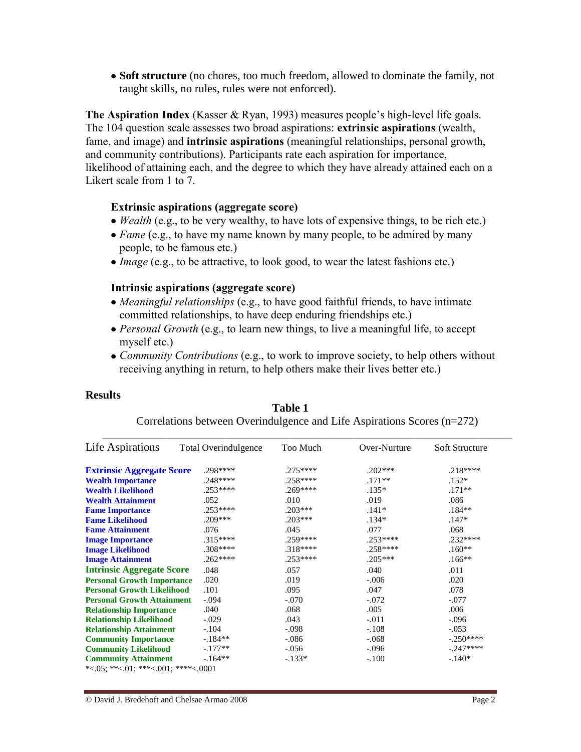- **Soft structure** (no chores, too much freedom, allowed to dominate the family, not taught skills, no rules, rules were not enforced).

**The Aspiration Index** (Kasser & Ryan, 1993) measures people's high-level life goals. The 104 question scale assesses two broad aspirations: **extrinsic aspirations** (wealth, fame, and image) and **intrinsic aspirations** (meaningful relationships, personal growth, and community contributions). Participants rate each aspiration for importance, likelihood of attaining each, and the degree to which they have already attained each on a Likert scale from 1 to 7.

**Extrinsic aspirations (aggregate score)**

- *Wealth* (e.g., to be very wealthy, to have lots of expensive things, to be rich etc.)
- *Fame* (e.g., to have my name known by many people, to be admired by many people, to be famous etc.)
- *Image* (e.g., to be attractive, to look good, to wear the latest fashions etc.)

**Intrinsic aspirations (aggregate score)**

- *Meaningful relationships* (e.g., to have good faithful friends, to have intimate committed relationships, to have deep enduring friendships etc.)
- *Personal Growth* (e.g., to learn new things, to live a meaningful life, to accept myself etc.)
- *Community Contributions* (e.g., to work to improve society, to help others without receiving anything in return, to help others make their lives better etc.)

## Results

**Table 1**

Correlations between Overindulgence and Life Aspirations Scores (n=272)

| Life Aspirations | Total Overindulgence | Too Much | Over-Nurture | Soft Structure |
|---|---|---|---|---|
| **Extrinsic Aggregate Score** | .298**** | .275**** | .202*** | .218**** |
| **Wealth Importance** | .248**** | .258**** | .171** | .152* |
| **Wealth Likelihood** | .253**** | .269**** | .135* | .171** |
| **Wealth Attainment** | .052 | .010 | .019 | .086 |
| **Fame Importance** | .253**** | .203*** | .141* | .184** |
| **Fame Likelihood** | .209*** | .203*** | .134* | .147* |
| **Fame Attainment** | .076 | .045 | .077 | .068 |
| **Image Importance** | .315**** | .259**** | .253**** | .232**** |
| **Image Likelihood** | .308**** | .318**** | .258**** | .160** |
| **Image Attainment** | .262**** | .253**** | .205*** | .166** |
| **Intrinsic Aggregate Score** | .048 | .057 | .040 | .011 |
| **Personal Growth Importance** | .020 | .019 | -.006 | .020 |
| **Personal Growth Likelihood** | .101 | .095 | .047 | .078 |
| **Personal Growth Attainment** | -.094 | -.070 | -.072 | -.077 |
| **Relationship Importance** | .040 | .068 | .005 | .006 |
| **Relationship Likelihood** | -.029 | .043 | -.011 | -.096 |
| **Relationship Attainment** | -.104 | -.098 | -.108 | -.053 |
| **Community Importance** | -.184** | -.086 | -.068 | -.250**** |
| **Community Likelihood** | -.177** | -.056 | -.096 | -.247**** |
| **Community Attainment** | -.164** | -.133* | -.100 | -.140* |

*<.05; **<.01; ***<.001; ****<.0001

© David J. Bredehoft and Chelsae Armao 2008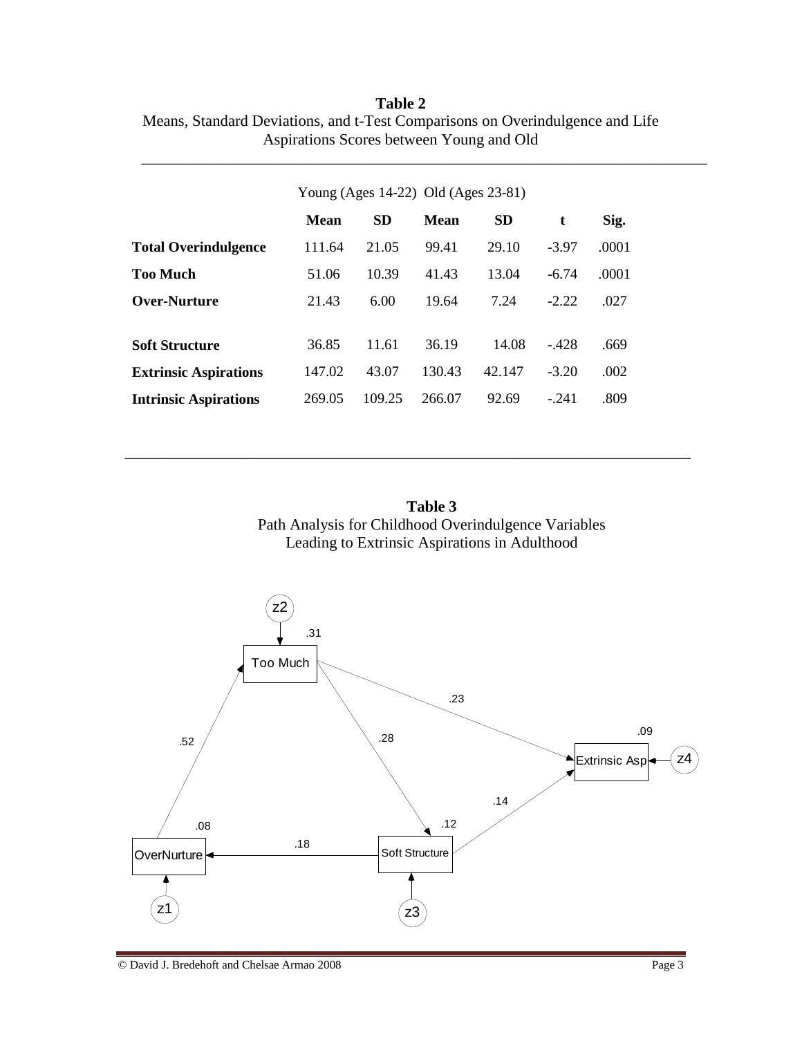**Table 2**

Means, Standard Deviations, and t-Test Comparisons on Overindulgence and Life Aspirations Scores between Young and Old

| | Young (Ages 14-22) | | Old (Ages 23-81) | | | |
|---|---|---|---|---|---|---|
| | **Mean** | **SD** | **Mean** | **SD** | **t** | **Sig.** |
| **Total Overindulgence** | 111.64 | 21.05 | 99.41 | 29.10 | -3.97 | .0001 |
| **Too Much** | 51.06 | 10.39 | 41.43 | 13.04 | -6.74 | .0001 |
| **Over-Nurture** | 21.43 | 6.00 | 19.64 | 7.24 | -2.22 | .027 |
| **Soft Structure** | 36.85 | 11.61 | 36.19 | 14.08 | -.428 | .669 |
| **Extrinsic Aspirations** | 147.02 | 43.07 | 130.43 | 42.147 | -3.20 | .002 |
| **Intrinsic Aspirations** | 269.05 | 109.25 | 266.07 | 92.69 | -.241 | .809 |

**Table 3**

Path Analysis for Childhood Overindulgence Variables Leading to Extrinsic Aspirations in Adulthood

z2 → Too Much (.31)

OverNurture (.08) → Too Much: .52

Too Much → Extrinsic Asp: .23

Too Much → Soft Structure: .28

Soft Structure (.12) → Extrinsic Asp (.09): .14

Soft Structure → OverNurture: .18

z1 → OverNurture; z3 → Soft Structure; z4 → Extrinsic Asp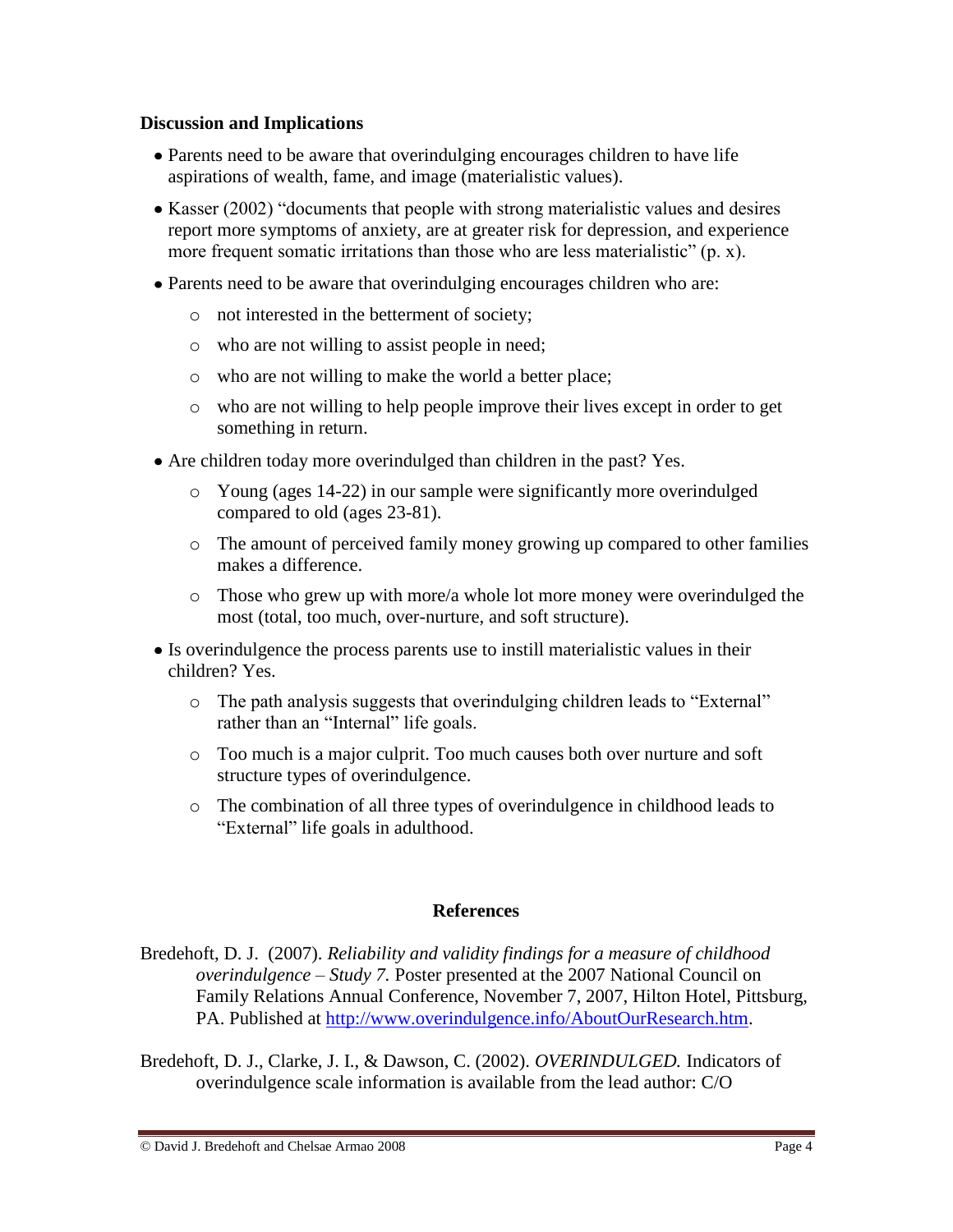### Discussion and Implications

- Parents need to be aware that overindulging encourages children to have life aspirations of wealth, fame, and image (materialistic values).
- Kasser (2002) "documents that people with strong materialistic values and desires report more symptoms of anxiety, are at greater risk for depression, and experience more frequent somatic irritations than those who are less materialistic" (p. x).
- Parents need to be aware that overindulging encourages children who are:
  - not interested in the betterment of society;
  - who are not willing to assist people in need;
  - who are not willing to make the world a better place;
  - who are not willing to help people improve their lives except in order to get something in return.
- Are children today more overindulged than children in the past? Yes.
  - Young (ages 14-22) in our sample were significantly more overindulged compared to old (ages 23-81).
  - The amount of perceived family money growing up compared to other families makes a difference.
  - Those who grew up with more/a whole lot more money were overindulged the most (total, too much, over-nurture, and soft structure).
- Is overindulgence the process parents use to instill materialistic values in their children? Yes.
  - The path analysis suggests that overindulging children leads to "External" rather than an "Internal" life goals.
  - Too much is a major culprit. Too much causes both over nurture and soft structure types of overindulgence.
  - The combination of all three types of overindulgence in childhood leads to "External" life goals in adulthood.

### References

Bredehoft, D. J. (2007). *Reliability and validity findings for a measure of childhood overindulgence – Study 7.* Poster presented at the 2007 National Council on Family Relations Annual Conference, November 7, 2007, Hilton Hotel, Pittsburg, PA. Published at http://www.overindulgence.info/AboutOurResearch.htm.

Bredehoft, D. J., Clarke, J. I., & Dawson, C. (2002). *OVERINDULGED.* Indicators of overindulgence scale information is available from the lead author: C/O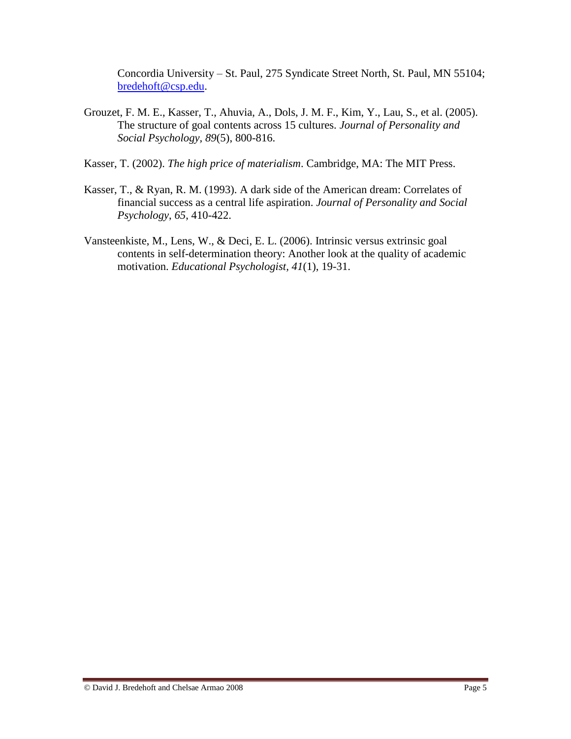Concordia University – St. Paul, 275 Syndicate Street North, St. Paul, MN 55104; bredehoft@csp.edu.

Grouzet, F. M. E., Kasser, T., Ahuvia, A., Dols, J. M. F., Kim, Y., Lau, S., et al. (2005). The structure of goal contents across 15 cultures. *Journal of Personality and Social Psychology, 89*(5), 800-816.

Kasser, T. (2002). *The high price of materialism*. Cambridge, MA: The MIT Press.

Kasser, T., & Ryan, R. M. (1993). A dark side of the American dream: Correlates of financial success as a central life aspiration. *Journal of Personality and Social Psychology*, *65*, 410-422.

Vansteenkiste, M., Lens, W., & Deci, E. L. (2006). Intrinsic versus extrinsic goal contents in self-determination theory: Another look at the quality of academic motivation. *Educational Psychologist, 41*(1), 19-31.